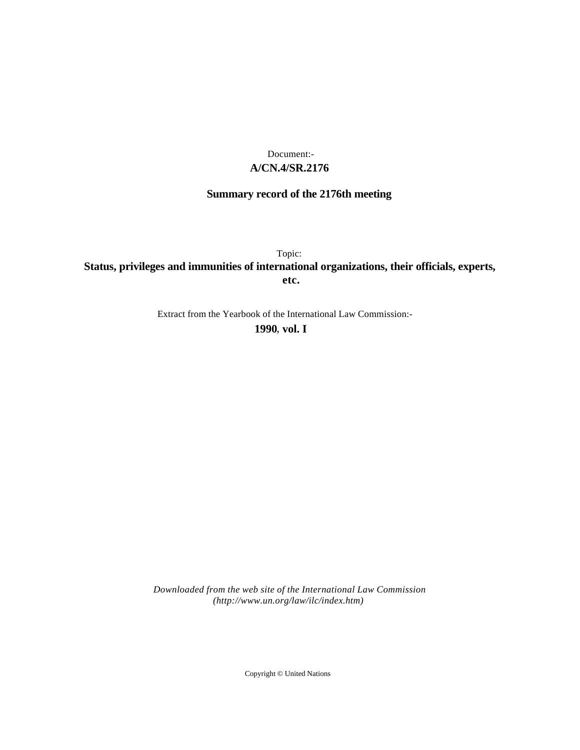Document:-

**A/CN.4/SR.2176**

**Summary record of the 2176th meeting**

Topic:

**Status, privileges and immunities of international organizations, their officials, experts, etc.**

Extract from the Yearbook of the International Law Commission:-

**1990, vol. I**

*Downloaded from the web site of the International Law Commission (http://www.un.org/law/ilc/index.htm)*

Copyright © United Nations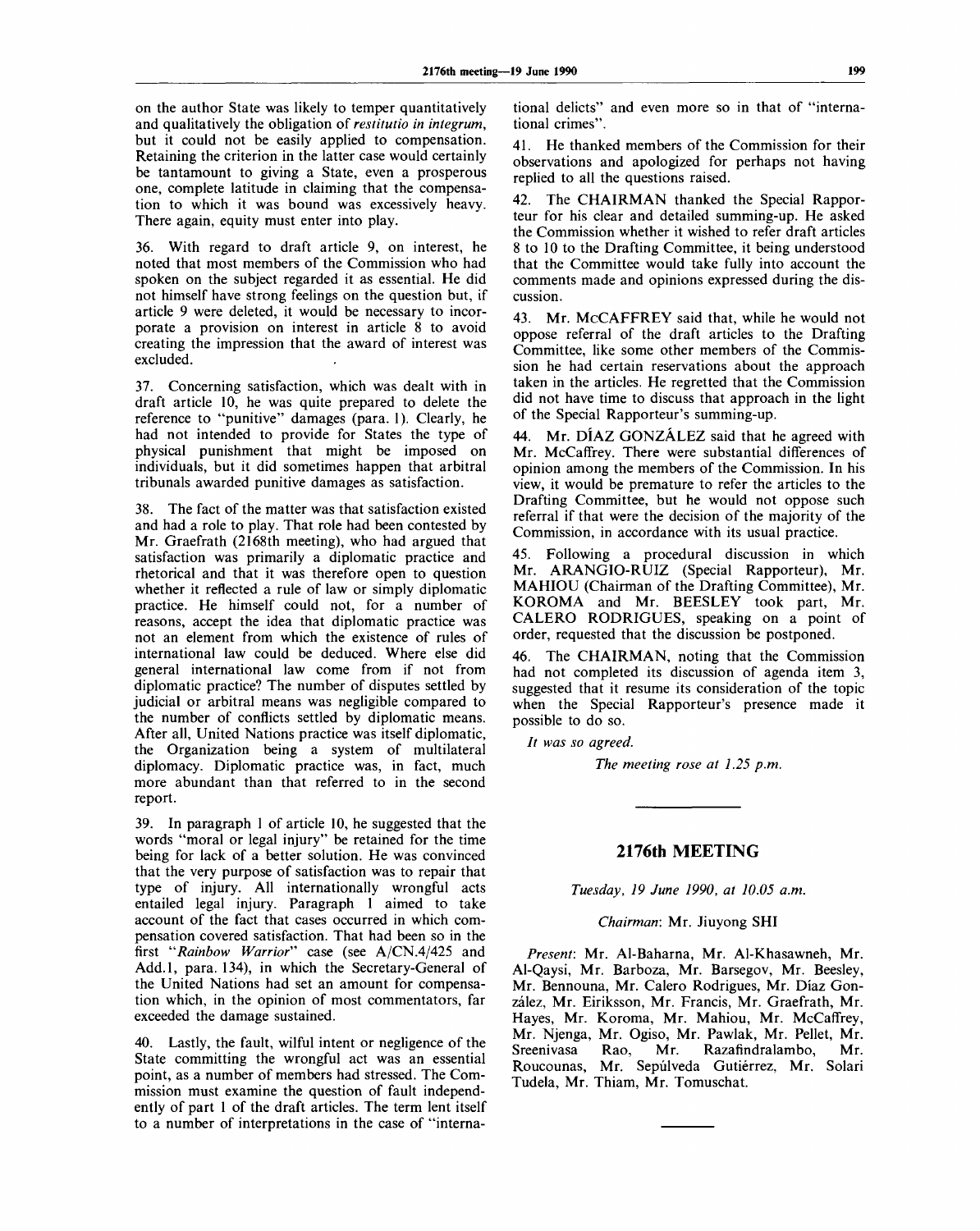on the author State was likely to temper quantitatively and qualitatively the obligation of *restitutio in integrum*, but it could not be easily applied to compensation. Retaining the criterion in the latter case would certainly be tantamount to giving a State, even a prosperous one, complete latitude in claiming that the compensation to which it was bound was excessively heavy. There again, equity must enter into play.

36. With regard to draft article 9, on interest, he noted that most members of the Commission who had spoken on the subject regarded it as essential. He did not himself have strong feelings on the question but, if article 9 were deleted, it would be necessary to incorporate a provision on interest in article 8 to avoid creating the impression that the award of interest was excluded.

37. Concerning satisfaction, which was dealt with in draft article 10, he was quite prepared to delete the reference to "punitive" damages (para. 1). Clearly, he had not intended to provide for States the type of physical punishment that might be imposed on individuals, but it did sometimes happen that arbitral tribunals awarded punitive damages as satisfaction.

38. The fact of the matter was that satisfaction existed and had a role to play. That role had been contested by Mr. Graefrath (2168th meeting), who had argued that satisfaction was primarily a diplomatic practice and rhetorical and that it was therefore open to question whether it reflected a rule of law or simply diplomatic practice. He himself could not, for a number of reasons, accept the idea that diplomatic practice was not an element from which the existence of rules of international law could be deduced. Where else did general international law come from if not from diplomatic practice? The number of disputes settled by judicial or arbitral means was negligible compared to the number of conflicts settled by diplomatic means. After all, United Nations practice was itself diplomatic, the Organization being a system of multilateral diplomacy. Diplomatic practice was, in fact, much more abundant than that referred to in the second report.

39. In paragraph 1 of article 10, he suggested that the words "moral or legal injury" be retained for the time being for lack of a better solution. He was convinced that the very purpose of satisfaction was to repair that type of injury. All internationally wrongful acts entailed legal injury. Paragraph 1 aimed to take account of the fact that cases occurred in which compensation covered satisfaction. That had been so in the first "*Rainbow Warrior*" case (see A/CN.4/425 and Add.1, para. 134), in which the Secretary-General of the United Nations had set an amount for compensation which, in the opinion of most commentators, far exceeded the damage sustained.

40. Lastly, the fault, wilful intent or negligence of the State committing the wrongful act was an essential point, as a number of members had stressed. The Commission must examine the question of fault independently of part 1 of the draft articles. The term lent itself to a number of interpretations in the case of "international delicts" and even more so in that of "international crimes".

41. He thanked members of the Commission for their observations and apologized for perhaps not having replied to all the questions raised.

42. The CHAIRMAN thanked the Special Rapporteur for his clear and detailed summing-up. He asked the Commission whether it wished to refer draft articles 8 to 10 to the Drafting Committee, it being understood that the Committee would take fully into account the comments made and opinions expressed during the discussion.

43. Mr. McCAFFREY said that, while he would not oppose referral of the draft articles to the Drafting Committee, like some other members of the Commission he had certain reservations about the approach taken in the articles. He regretted that the Commission did not have time to discuss that approach in the light of the Special Rapporteur's summing-up.

44. Mr. DÍAZ GONZÁLEZ said that he agreed with Mr. McCaffrey. There were substantial differences of opinion among the members of the Commission. In his view, it would be premature to refer the articles to the Drafting Committee, but he would not oppose such referral if that were the decision of the majority of the Commission, in accordance with its usual practice.

45. Following a procedural discussion in which Mr. ARANGIO-RUIZ (Special Rapporteur), Mr. MAHIOU (Chairman of the Drafting Committee), Mr. KOROMA and Mr. BEESLEY took part, Mr. CALERO RODRIGUES, speaking on a point of order, requested that the discussion be postponed.

46. The CHAIRMAN, noting that the Commission had not completed its discussion of agenda item 3, suggested that it resume its consideration of the topic when the Special Rapporteur's presence made it possible to do so.

*It was so agreed.*

*The meeting rose at 1.25 p.m.*

---

## 2176th MEETING

*Tuesday, 19 June 1990, at 10.05 a.m.*

*Chairman*: Mr. Jiuyong SHI

*Present*: Mr. Al-Baharna, Mr. Al-Khasawneh, Mr. Al-Qaysi, Mr. Barboza, Mr. Barsegov, Mr. Beesley, Mr. Bennouna, Mr. Calero Rodrigues, Mr. Díaz González, Mr. Eiriksson, Mr. Francis, Mr. Graefrath, Mr. Hayes, Mr. Koroma, Mr. Mahiou, Mr. McCaffrey, Mr. Njenga, Mr. Ogiso, Mr. Pawlak, Mr. Pellet, Mr. Sreenivasa Rao, Mr. Razafindralambo, Mr. Roucounas, Mr. Sepúlveda Gutiérrez, Mr. Solari Tudela, Mr. Thiam, Mr. Tomuschat.

---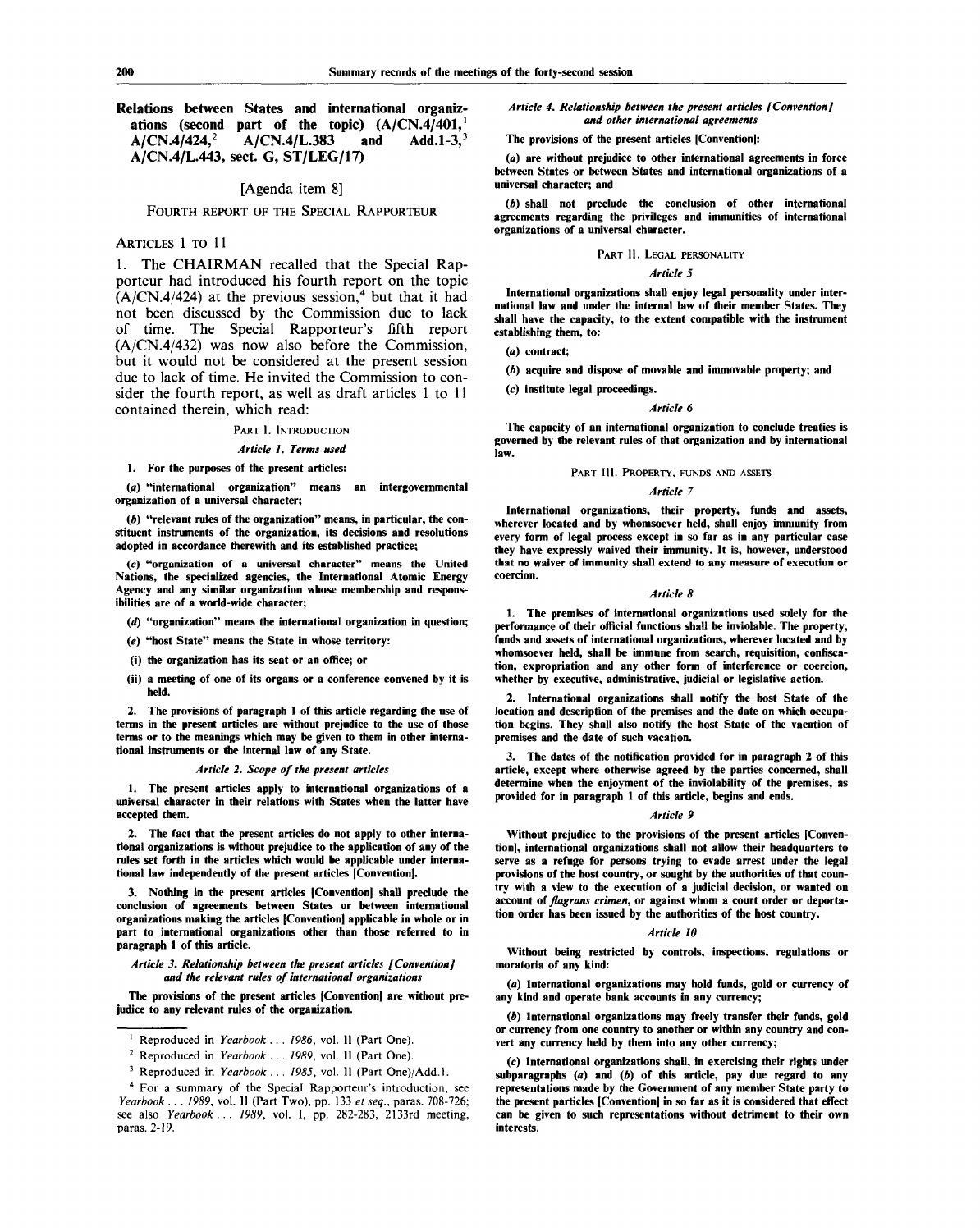## Relations between States and international organizations (second part of the topic) (A/CN.4/401,[1] A/CN.4/424,[2] A/CN.4/L.383 and Add.1-3,[3] A/CN.4/L.443, sect. G, ST/LEG/17)

[Agenda item 8]

FOURTH REPORT OF THE SPECIAL RAPPORTEUR

ARTICLES 1 TO 11

1. The CHAIRMAN recalled that the Special Rapporteur had introduced his fourth report on the topic (A/CN.4/424) at the previous session,[4] but that it had not been discussed by the Commission due to lack of time. The Special Rapporteur's fifth report (A/CN.4/432) was now also before the Commission, but it would not be considered at the present session due to lack of time. He invited the Commission to consider the fourth report, as well as draft articles 1 to 11 contained therein, which read:

PART I. INTRODUCTION

*Article 1. Terms used*

**1. For the purposes of the present articles:**

**(*a*) "international organization" means an intergovernmental organization of a universal character;**

**(*b*) "relevant rules of the organization" means, in particular, the constituent instruments of the organization, its decisions and resolutions adopted in accordance therewith and its established practice;**

**(*c*) "organization of a universal character" means the United Nations, the specialized agencies, the International Atomic Energy Agency and any similar organization whose membership and responsibilities are of a world-wide character;**

**(*d*) "organization" means the international organization in question;**

**(*e*) "host State" means the State in whose territory:**

**(i) the organization has its seat or an office; or**

**(ii) a meeting of one of its organs or a conference convened by it is held.**

**2. The provisions of paragraph 1 of this article regarding the use of terms in the present articles are without prejudice to the use of those terms or to the meanings which may be given to them in other international instruments or the internal law of any State.**

*Article 2. Scope of the present articles*

**1. The present articles apply to international organizations of a universal character in their relations with States when the latter have accepted them.**

**2. The fact that the present articles do not apply to other international organizations is without prejudice to the application of any of the rules set forth in the articles which would be applicable under international law independently of the present articles [Convention].**

**3. Nothing in the present articles [Convention] shall preclude the conclusion of agreements between States or between international organizations making the articles [Convention] applicable in whole or in part to international organizations other than those referred to in paragraph 1 of this article.**

*Article 3. Relationship between the present articles [Convention] and the relevant rules of international organizations*

**The provisions of the present articles [Convention] are without prejudice to any relevant rules of the organization.**

*Article 4. Relationship between the present articles [Convention] and other international agreements*

**The provisions of the present articles [Convention]:**

**(*a*) are without prejudice to other international agreements in force between States or between States and international organizations of a universal character; and**

**(*b*) shall not preclude the conclusion of other international agreements regarding the privileges and immunities of international organizations of a universal character.**

PART II. LEGAL PERSONALITY

*Article 5*

**International organizations shall enjoy legal personality under international law and under the internal law of their member States. They shall have the capacity, to the extent compatible with the instrument establishing them, to:**

**(*a*) contract;**

**(*b*) acquire and dispose of movable and immovable property; and**

**(*c*) institute legal proceedings.**

*Article 6*

**The capacity of an international organization to conclude treaties is governed by the relevant rules of that organization and by international law.**

PART III. PROPERTY, FUNDS AND ASSETS

*Article 7*

**International organizations, their property, funds and assets, wherever located and by whomsoever held, shall enjoy immunity from every form of legal process except in so far as in any particular case they have expressly waived their immunity. It is, however, understood that no waiver of immunity shall extend to any measure of execution or coercion.**

*Article 8*

**1. The premises of international organizations used solely for the performance of their official functions shall be inviolable. The property, funds and assets of international organizations, wherever located and by whomsoever held, shall be immune from search, requisition, confiscation, expropriation and any other form of interference or coercion, whether by executive, administrative, judicial or legislative action.**

**2. International organizations shall notify the host State of the location and description of the premises and the date on which occupation begins. They shall also notify the host State of the vacation of premises and the date of such vacation.**

**3. The dates of the notification provided for in paragraph 2 of this article, except where otherwise agreed by the parties concerned, shall determine when the enjoyment of the inviolability of the premises, as provided for in paragraph 1 of this article, begins and ends.**

*Article 9*

**Without prejudice to the provisions of the present articles [Convention], international organizations shall not allow their headquarters to serve as a refuge for persons trying to evade arrest under the legal provisions of the host country, or sought by the authorities of that country with a view to the execution of a judicial decision, or wanted on account of *flagrans crimen*, or against whom a court order or deportation order has been issued by the authorities of the host country.**

*Article 10*

**Without being restricted by controls, inspections, regulations or moratoria of any kind:**

**(*a*) International organizations may hold funds, gold or currency of any kind and operate bank accounts in any currency;**

**(*b*) International organizations may freely transfer their funds, gold or currency from one country to another or within any country and convert any currency held by them into any other currency;**

**(*c*) International organizations shall, in exercising their rights under subparagraphs (*a*) and (*b*) of this article, pay due regard to any representations made by the Government of any member State party to the present particles [Convention] in so far as it is considered that effect can be given to such representations without detriment to their own interests.**

---

[1] Reproduced in *Yearbook . . . 1986*, vol. II (Part One).

[2] Reproduced in *Yearbook . . . 1989*, vol. II (Part One).

[3] Reproduced in *Yearbook . . . 1985*, vol. II (Part One)/Add.1.

[4] For a summary of the Special Rapporteur's introduction, see *Yearbook . . . 1989*, vol. II (Part Two), pp. 133 *et seq.*, paras. 708-726; see also *Yearbook . . . 1989*, vol. I, pp. 282-283, 2133rd meeting, paras. 2-19.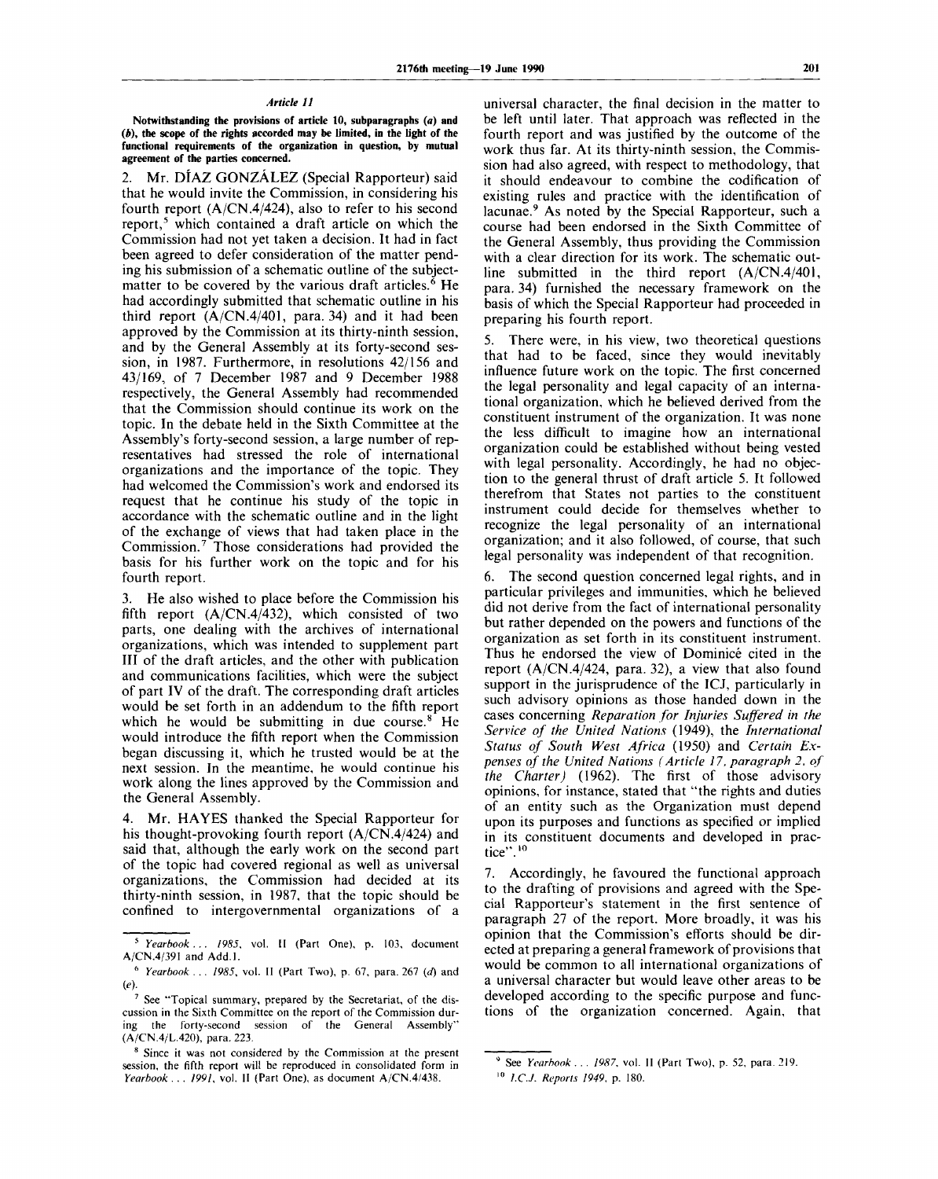*Article 11*

**Notwithstanding the provisions of article 10, subparagraphs (*a*) and (*b*), the scope of the rights accorded may be limited, in the light of the functional requirements of the organization in question, by mutual agreement of the parties concerned.**

2. Mr. DÍAZ GONZÁLEZ (Special Rapporteur) said that he would invite the Commission, in considering his fourth report (A/CN.4/424), also to refer to his second report,[5] which contained a draft article on which the Commission had not yet taken a decision. It had in fact been agreed to defer consideration of the matter pending his submission of a schematic outline of the subject-matter to be covered by the various draft articles.[6] He had accordingly submitted that schematic outline in his third report (A/CN.4/401, para. 34) and it had been approved by the Commission at its thirty-ninth session, and by the General Assembly at its forty-second session, in 1987. Furthermore, in resolutions 42/156 and 43/169, of 7 December 1987 and 9 December 1988 respectively, the General Assembly had recommended that the Commission should continue its work on the topic. In the debate held in the Sixth Committee at the Assembly's forty-second session, a large number of representatives had stressed the role of international organizations and the importance of the topic. They had welcomed the Commission's work and endorsed its request that he continue his study of the topic in accordance with the schematic outline and in the light of the exchange of views that had taken place in the Commission.[7] Those considerations had provided the basis for his further work on the topic and for his fourth report.

3. He also wished to place before the Commission his fifth report (A/CN.4/432), which consisted of two parts, one dealing with the archives of international organizations, which was intended to supplement part III of the draft articles, and the other with publication and communications facilities, which were the subject of part IV of the draft. The corresponding draft articles would be set forth in an addendum to the fifth report which he would be submitting in due course.[8] He would introduce the fifth report when the Commission began discussing it, which he trusted would be at the next session. In the meantime, he would continue his work along the lines approved by the Commission and the General Assembly.

4. Mr. HAYES thanked the Special Rapporteur for his thought-provoking fourth report (A/CN.4/424) and said that, although the early work on the second part of the topic had covered regional as well as universal organizations, the Commission had decided at its thirty-ninth session, in 1987, that the topic should be confined to intergovernmental organizations of a universal character, the final decision in the matter to be left until later. That approach was reflected in the fourth report and was justified by the outcome of the work thus far. At its thirty-ninth session, the Commission had also agreed, with respect to methodology, that it should endeavour to combine the codification of existing rules and practice with the identification of lacunae.[9] As noted by the Special Rapporteur, such a course had been endorsed in the Sixth Committee of the General Assembly, thus providing the Commission with a clear direction for its work. The schematic outline submitted in the third report (A/CN.4/401, para. 34) furnished the necessary framework on the basis of which the Special Rapporteur had proceeded in preparing his fourth report.

5. There were, in his view, two theoretical questions that had to be faced, since they would inevitably influence future work on the topic. The first concerned the legal personality and legal capacity of an international organization, which he believed derived from the constituent instrument of the organization. It was none the less difficult to imagine how an international organization could be established without being vested with legal personality. Accordingly, he had no objection to the general thrust of draft article 5. It followed therefrom that States not parties to the constituent instrument could decide for themselves whether to recognize the legal personality of an international organization; and it also followed, of course, that such legal personality was independent of that recognition.

6. The second question concerned legal rights, and in particular privileges and immunities, which he believed did not derive from the fact of international personality but rather depended on the powers and functions of the organization as set forth in its constituent instrument. Thus he endorsed the view of Dominicé cited in the report (A/CN.4/424, para. 32), a view that also found support in the jurisprudence of the ICJ, particularly in such advisory opinions as those handed down in the cases concerning *Reparation for Injuries Suffered in the Service of the United Nations* (1949), the *International Status of South West Africa* (1950) and *Certain Expenses of the United Nations (Article 17, paragraph 2, of the Charter)* (1962). The first of those advisory opinions, for instance, stated that "the rights and duties of an entity such as the Organization must depend upon its purposes and functions as specified or implied in its constituent documents and developed in practice".[10]

7. Accordingly, he favoured the functional approach to the drafting of provisions and agreed with the Special Rapporteur's statement in the first sentence of paragraph 27 of the report. More broadly, it was his opinion that the Commission's efforts should be directed at preparing a general framework of provisions that would be common to all international organizations of a universal character but would leave other areas to be developed according to the specific purpose and functions of the organization concerned. Again, that

---

[5] *Yearbook . . . 1985*, vol. II (Part One), p. 103, document A/CN.4/391 and Add.1.

[6] *Yearbook . . . 1985*, vol. II (Part Two), p. 67, para. 267 (*d*) and (*e*).

[7] See "Topical summary, prepared by the Secretariat, of the discussion in the Sixth Committee on the report of the Commission during the forty-second session of the General Assembly" (A/CN.4/L.420), para. 223.

[8] Since it was not considered by the Commission at the present session, the fifth report will be reproduced in consolidated form in *Yearbook . . . 1991*, vol. II (Part One), as document A/CN.4/438.

[9] See *Yearbook . . . 1987*, vol. II (Part Two), p. 52, para. 219.

[10] *I.C.J. Reports 1949*, p. 180.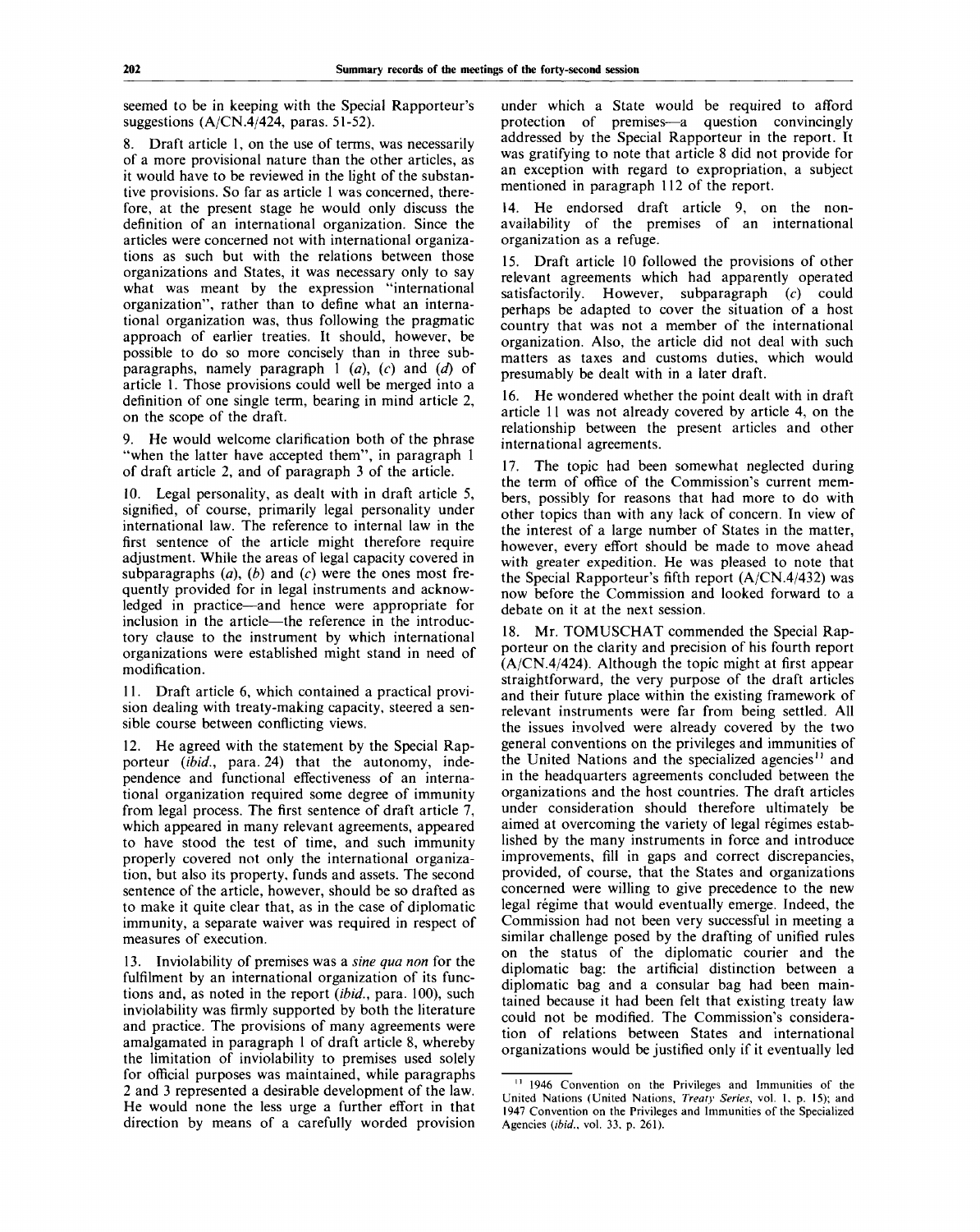seemed to be in keeping with the Special Rapporteur's suggestions (A/CN.4/424, paras. 51-52).

8. Draft article 1, on the use of terms, was necessarily of a more provisional nature than the other articles, as it would have to be reviewed in the light of the substantive provisions. So far as article 1 was concerned, therefore, at the present stage he would only discuss the definition of an international organization. Since the articles were concerned not with international organizations as such but with the relations between those organizations and States, it was necessary only to say what was meant by the expression "international organization", rather than to define what an international organization was, thus following the pragmatic approach of earlier treaties. It should, however, be possible to do so more concisely than in three subparagraphs, namely paragraph 1 (*a*), (*c*) and (*d*) of article 1. Those provisions could well be merged into a definition of one single term, bearing in mind article 2, on the scope of the draft.

9. He would welcome clarification both of the phrase "when the latter have accepted them", in paragraph 1 of draft article 2, and of paragraph 3 of the article.

10. Legal personality, as dealt with in draft article 5, signified, of course, primarily legal personality under international law. The reference to internal law in the first sentence of the article might therefore require adjustment. While the areas of legal capacity covered in subparagraphs (*a*), (*b*) and (*c*) were the ones most frequently provided for in legal instruments and acknowledged in practice—and hence were appropriate for inclusion in the article—the reference in the introductory clause to the instrument by which international organizations were established might stand in need of modification.

11. Draft article 6, which contained a practical provision dealing with treaty-making capacity, steered a sensible course between conflicting views.

12. He agreed with the statement by the Special Rapporteur (*ibid.*, para. 24) that the autonomy, independence and functional effectiveness of an international organization required some degree of immunity from legal process. The first sentence of draft article 7, which appeared in many relevant agreements, appeared to have stood the test of time, and such immunity properly covered not only the international organization, but also its property, funds and assets. The second sentence of the article, however, should be so drafted as to make it quite clear that, as in the case of diplomatic immunity, a separate waiver was required in respect of measures of execution.

13. Inviolability of premises was a *sine qua non* for the fulfilment by an international organization of its functions and, as noted in the report (*ibid.*, para. 100), such inviolability was firmly supported by both the literature and practice. The provisions of many agreements were amalgamated in paragraph 1 of draft article 8, whereby the limitation of inviolability to premises used solely for official purposes was maintained, while paragraphs 2 and 3 represented a desirable development of the law. He would none the less urge a further effort in that direction by means of a carefully worded provision under which a State would be required to afford protection of premises—a question convincingly addressed by the Special Rapporteur in the report. It was gratifying to note that article 8 did not provide for an exception with regard to expropriation, a subject mentioned in paragraph 112 of the report.

14. He endorsed draft article 9, on the non-availability of the premises of an international organization as a refuge.

15. Draft article 10 followed the provisions of other relevant agreements which had apparently operated satisfactorily. However, subparagraph (*c*) could perhaps be adapted to cover the situation of a host country that was not a member of the international organization. Also, the article did not deal with such matters as taxes and customs duties, which would presumably be dealt with in a later draft.

16. He wondered whether the point dealt with in draft article 11 was not already covered by article 4, on the relationship between the present articles and other international agreements.

17. The topic had been somewhat neglected during the term of office of the Commission's current members, possibly for reasons that had more to do with other topics than with any lack of concern. In view of the interest of a large number of States in the matter, however, every effort should be made to move ahead with greater expedition. He was pleased to note that the Special Rapporteur's fifth report (A/CN.4/432) was now before the Commission and looked forward to a debate on it at the next session.

18. Mr. TOMUSCHAT commended the Special Rapporteur on the clarity and precision of his fourth report (A/CN.4/424). Although the topic might at first appear straightforward, the very purpose of the draft articles and their future place within the existing framework of relevant instruments were far from being settled. All the issues involved were already covered by the two general conventions on the privileges and immunities of the United Nations and the specialized agencies[11] and in the headquarters agreements concluded between the organizations and the host countries. The draft articles under consideration should therefore ultimately be aimed at overcoming the variety of legal régimes established by the many instruments in force and introduce improvements, fill in gaps and correct discrepancies, provided, of course, that the States and organizations concerned were willing to give precedence to the new legal régime that would eventually emerge. Indeed, the Commission had not been very successful in meeting a similar challenge posed by the drafting of unified rules on the status of the diplomatic courier and the diplomatic bag: the artificial distinction between a diplomatic bag and a consular bag had been maintained because it had been felt that existing treaty law could not be modified. The Commission's consideration of relations between States and international organizations would be justified only if it eventually led

[11] 1946 Convention on the Privileges and Immunities of the United Nations (United Nations, *Treaty Series*, vol. 1, p. 15); and 1947 Convention on the Privileges and Immunities of the Specialized Agencies (*ibid.*, vol. 33, p. 261).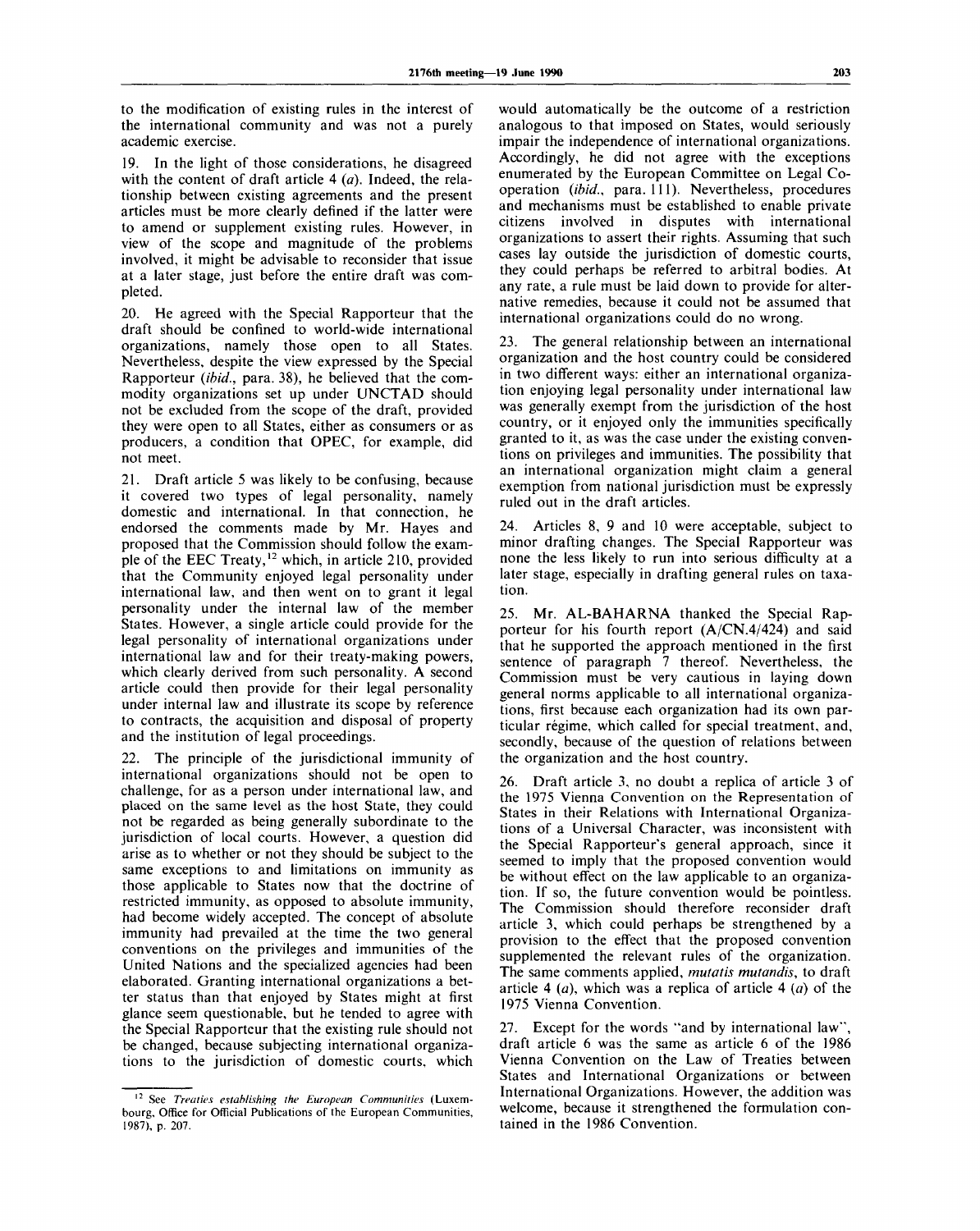to the modification of existing rules in the interest of the international community and was not a purely academic exercise.

19. In the light of those considerations, he disagreed with the content of draft article 4 (*a*). Indeed, the relationship between existing agreements and the present articles must be more clearly defined if the latter were to amend or supplement existing rules. However, in view of the scope and magnitude of the problems involved, it might be advisable to reconsider that issue at a later stage, just before the entire draft was completed.

20. He agreed with the Special Rapporteur that the draft should be confined to world-wide international organizations, namely those open to all States. Nevertheless, despite the view expressed by the Special Rapporteur (*ibid.*, para. 38), he believed that the commodity organizations set up under UNCTAD should not be excluded from the scope of the draft, provided they were open to all States, either as consumers or as producers, a condition that OPEC, for example, did not meet.

21. Draft article 5 was likely to be confusing, because it covered two types of legal personality, namely domestic and international. In that connection, he endorsed the comments made by Mr. Hayes and proposed that the Commission should follow the example of the EEC Treaty,[12] which, in article 210, provided that the Community enjoyed legal personality under international law, and then went on to grant it legal personality under the internal law of the member States. However, a single article could provide for the legal personality of international organizations under international law and for their treaty-making powers, which clearly derived from such personality. A second article could then provide for their legal personality under internal law and illustrate its scope by reference to contracts, the acquisition and disposal of property and the institution of legal proceedings.

22. The principle of the jurisdictional immunity of international organizations should not be open to challenge, for as a person under international law, and placed on the same level as the host State, they could not be regarded as being generally subordinate to the jurisdiction of local courts. However, a question did arise as to whether or not they should be subject to the same exceptions to and limitations on immunity as those applicable to States now that the doctrine of restricted immunity, as opposed to absolute immunity, had become widely accepted. The concept of absolute immunity had prevailed at the time the two general conventions on the privileges and immunities of the United Nations and the specialized agencies had been elaborated. Granting international organizations a better status than that enjoyed by States might at first glance seem questionable, but he tended to agree with the Special Rapporteur that the existing rule should not be changed, because subjecting international organizations to the jurisdiction of domestic courts, which would automatically be the outcome of a restriction analogous to that imposed on States, would seriously impair the independence of international organizations. Accordingly, he did not agree with the exceptions enumerated by the European Committee on Legal Cooperation (*ibid.*, para. 111). Nevertheless, procedures and mechanisms must be established to enable private citizens involved in disputes with international organizations to assert their rights. Assuming that such cases lay outside the jurisdiction of domestic courts, they could perhaps be referred to arbitral bodies. At any rate, a rule must be laid down to provide for alternative remedies, because it could not be assumed that international organizations could do no wrong.

23. The general relationship between an international organization and the host country could be considered in two different ways: either an international organization enjoying legal personality under international law was generally exempt from the jurisdiction of the host country, or it enjoyed only the immunities specifically granted to it, as was the case under the existing conventions on privileges and immunities. The possibility that an international organization might claim a general exemption from national jurisdiction must be expressly ruled out in the draft articles.

24. Articles 8, 9 and 10 were acceptable, subject to minor drafting changes. The Special Rapporteur was none the less likely to run into serious difficulty at a later stage, especially in drafting general rules on taxation.

25. Mr. AL-BAHARNA thanked the Special Rapporteur for his fourth report (A/CN.4/424) and said that he supported the approach mentioned in the first sentence of paragraph 7 thereof. Nevertheless, the Commission must be very cautious in laying down general norms applicable to all international organizations, first because each organization had its own particular régime, which called for special treatment, and, secondly, because of the question of relations between the organization and the host country.

26. Draft article 3, no doubt a replica of article 3 of the 1975 Vienna Convention on the Representation of States in their Relations with International Organizations of a Universal Character, was inconsistent with the Special Rapporteur's general approach, since it seemed to imply that the proposed convention would be without effect on the law applicable to an organization. If so, the future convention would be pointless. The Commission should therefore reconsider draft article 3, which could perhaps be strengthened by a provision to the effect that the proposed convention supplemented the relevant rules of the organization. The same comments applied, *mutatis mutandis*, to draft article 4 (*a*), which was a replica of article 4 (*a*) of the 1975 Vienna Convention.

27. Except for the words "and by international law", draft article 6 was the same as article 6 of the 1986 Vienna Convention on the Law of Treaties between States and International Organizations or between International Organizations. However, the addition was welcome, because it strengthened the formulation contained in the 1986 Convention.

[12] See *Treaties establishing the European Communities* (Luxembourg, Office for Official Publications of the European Communities, 1987), p. 207.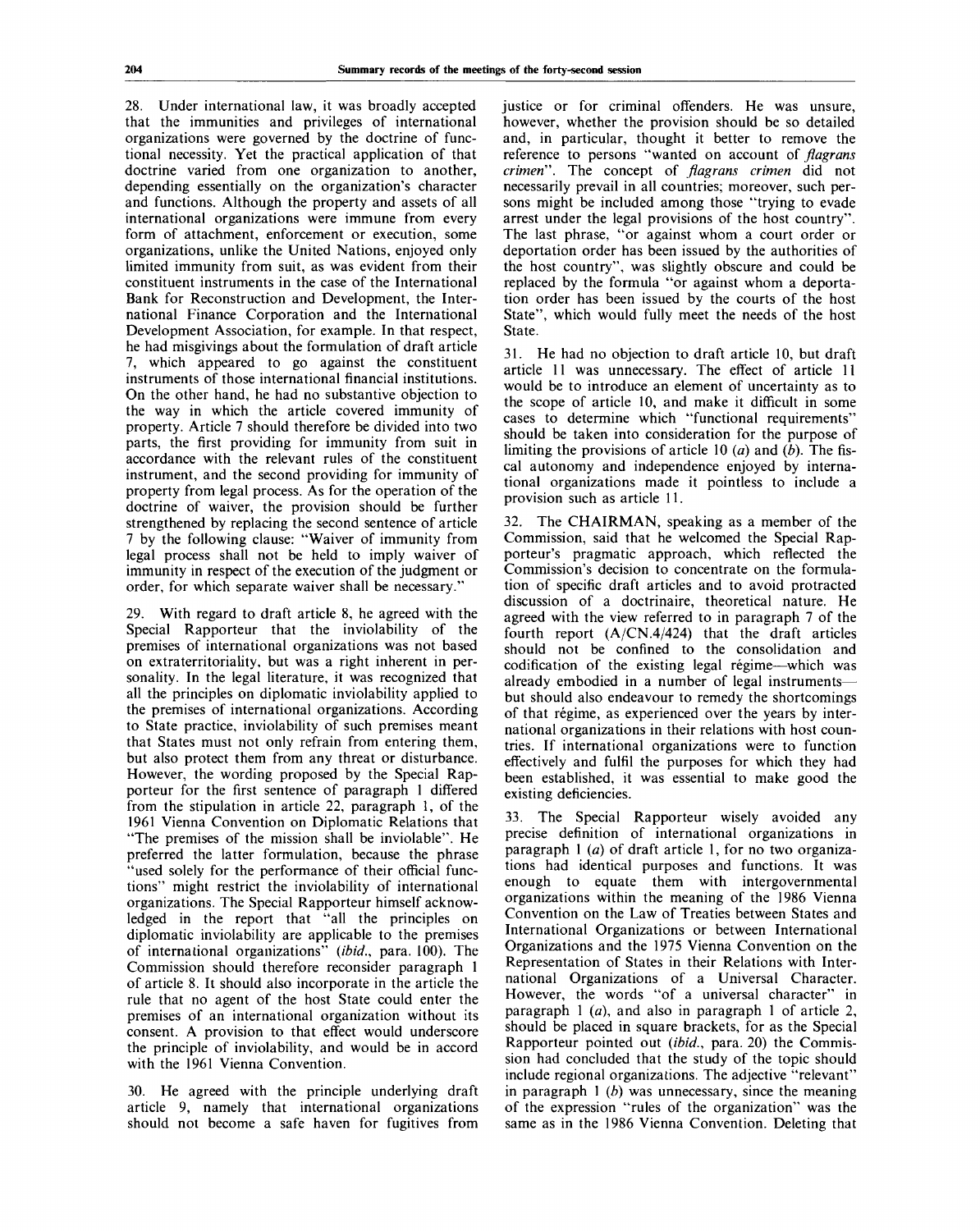28. Under international law, it was broadly accepted that the immunities and privileges of international organizations were governed by the doctrine of functional necessity. Yet the practical application of that doctrine varied from one organization to another, depending essentially on the organization's character and functions. Although the property and assets of all international organizations were immune from every form of attachment, enforcement or execution, some organizations, unlike the United Nations, enjoyed only limited immunity from suit, as was evident from their constituent instruments in the case of the International Bank for Reconstruction and Development, the International Finance Corporation and the International Development Association, for example. In that respect, he had misgivings about the formulation of draft article 7, which appeared to go against the constituent instruments of those international financial institutions. On the other hand, he had no substantive objection to the way in which the article covered immunity of property. Article 7 should therefore be divided into two parts, the first providing for immunity from suit in accordance with the relevant rules of the constituent instrument, and the second providing for immunity of property from legal process. As for the operation of the doctrine of waiver, the provision should be further strengthened by replacing the second sentence of article 7 by the following clause: "Waiver of immunity from legal process shall not be held to imply waiver of immunity in respect of the execution of the judgment or order, for which separate waiver shall be necessary."

29. With regard to draft article 8, he agreed with the Special Rapporteur that the inviolability of the premises of international organizations was not based on extraterritoriality, but was a right inherent in personality. In the legal literature, it was recognized that all the principles on diplomatic inviolability applied to the premises of international organizations. According to State practice, inviolability of such premises meant that States must not only refrain from entering them, but also protect them from any threat or disturbance. However, the wording proposed by the Special Rapporteur for the first sentence of paragraph 1 differed from the stipulation in article 22, paragraph 1, of the 1961 Vienna Convention on Diplomatic Relations that "The premises of the mission shall be inviolable". He preferred the latter formulation, because the phrase "used solely for the performance of their official functions" might restrict the inviolability of international organizations. The Special Rapporteur himself acknowledged in the report that "all the principles on diplomatic inviolability are applicable to the premises of international organizations" (*ibid.*, para. 100). The Commission should therefore reconsider paragraph 1 of article 8. It should also incorporate in the article the rule that no agent of the host State could enter the premises of an international organization without its consent. A provision to that effect would underscore the principle of inviolability, and would be in accord with the 1961 Vienna Convention.

30. He agreed with the principle underlying draft article 9, namely that international organizations should not become a safe haven for fugitives from justice or for criminal offenders. He was unsure, however, whether the provision should be so detailed and, in particular, thought it better to remove the reference to persons "wanted on account of *flagrans crimen*". The concept of *flagrans crimen* did not necessarily prevail in all countries; moreover, such persons might be included among those "trying to evade arrest under the legal provisions of the host country". The last phrase, "or against whom a court order or deportation order has been issued by the authorities of the host country", was slightly obscure and could be replaced by the formula "or against whom a deportation order has been issued by the courts of the host State", which would fully meet the needs of the host State.

31. He had no objection to draft article 10, but draft article 11 was unnecessary. The effect of article 11 would be to introduce an element of uncertainty as to the scope of article 10, and make it difficult in some cases to determine which "functional requirements" should be taken into consideration for the purpose of limiting the provisions of article 10 (*a*) and (*b*). The fiscal autonomy and independence enjoyed by international organizations made it pointless to include a provision such as article 11.

32. The CHAIRMAN, speaking as a member of the Commission, said that he welcomed the Special Rapporteur's pragmatic approach, which reflected the Commission's decision to concentrate on the formulation of specific draft articles and to avoid protracted discussion of a doctrinaire, theoretical nature. He agreed with the view referred to in paragraph 7 of the fourth report (A/CN.4/424) that the draft articles should not be confined to the consolidation and codification of the existing legal régime—which was already embodied in a number of legal instruments—but should also endeavour to remedy the shortcomings of that régime, as experienced over the years by international organizations in their relations with host countries. If international organizations were to function effectively and fulfil the purposes for which they had been established, it was essential to make good the existing deficiencies.

33. The Special Rapporteur wisely avoided any precise definition of international organizations in paragraph 1 (*a*) of draft article 1, for no two organizations had identical purposes and functions. It was enough to equate them with intergovernmental organizations within the meaning of the 1986 Vienna Convention on the Law of Treaties between States and International Organizations or between International Organizations and the 1975 Vienna Convention on the Representation of States in their Relations with International Organizations of a Universal Character. However, the words "of a universal character" in paragraph 1 (*a*), and also in paragraph 1 of article 2, should be placed in square brackets, for as the Special Rapporteur pointed out (*ibid.*, para. 20) the Commission had concluded that the study of the topic should include regional organizations. The adjective "relevant" in paragraph 1 (*b*) was unnecessary, since the meaning of the expression "rules of the organization" was the same as in the 1986 Vienna Convention. Deleting that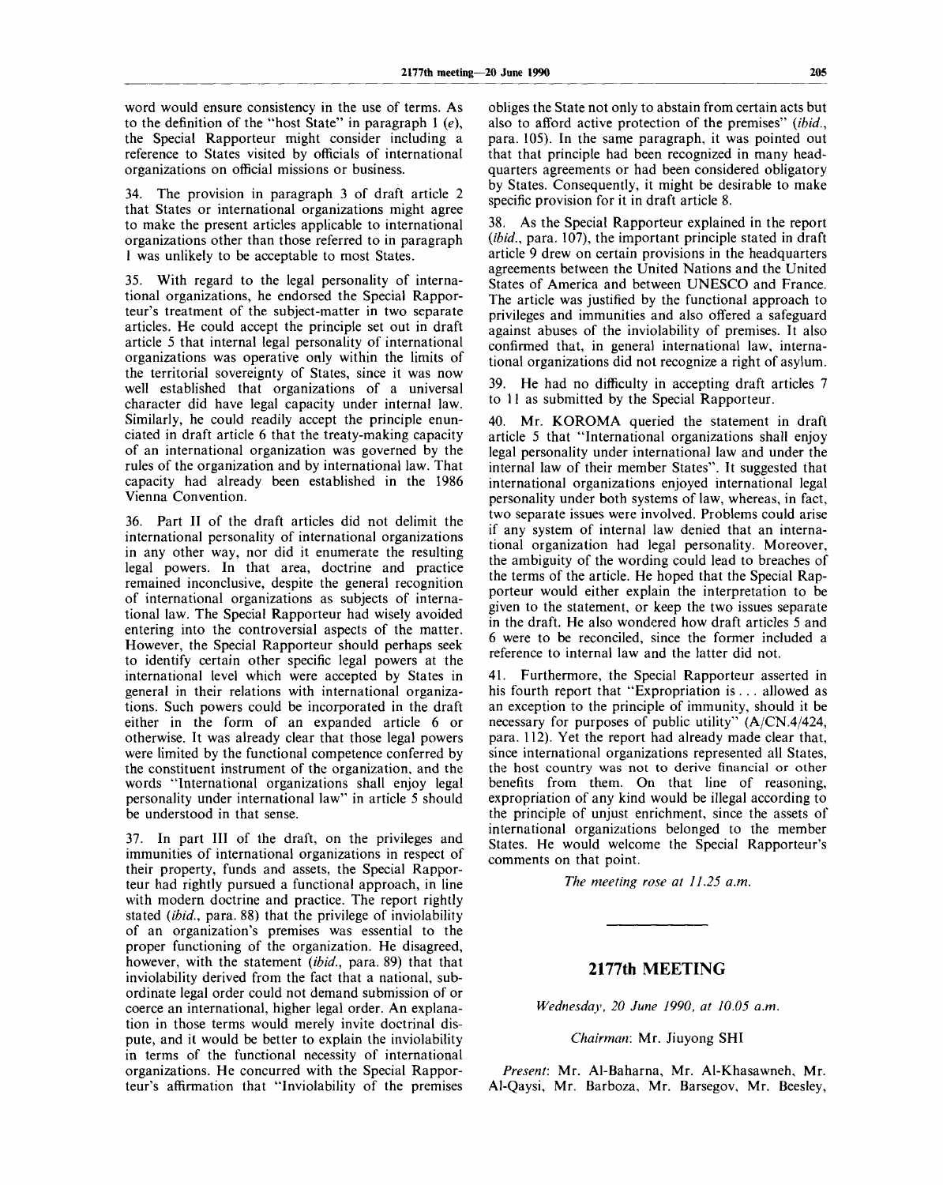word would ensure consistency in the use of terms. As to the definition of the "host State" in paragraph 1 (*e*), the Special Rapporteur might consider including a reference to States visited by officials of international organizations on official missions or business.

34. The provision in paragraph 3 of draft article 2 that States or international organizations might agree to make the present articles applicable to international organizations other than those referred to in paragraph 1 was unlikely to be acceptable to most States.

35. With regard to the legal personality of international organizations, he endorsed the Special Rapporteur's treatment of the subject-matter in two separate articles. He could accept the principle set out in draft article 5 that internal legal personality of international organizations was operative only within the limits of the territorial sovereignty of States, since it was now well established that organizations of a universal character did have legal capacity under internal law. Similarly, he could readily accept the principle enunciated in draft article 6 that the treaty-making capacity of an international organization was governed by the rules of the organization and by international law. That capacity had already been established in the 1986 Vienna Convention.

36. Part II of the draft articles did not delimit the international personality of international organizations in any other way, nor did it enumerate the resulting legal powers. In that area, doctrine and practice remained inconclusive, despite the general recognition of international organizations as subjects of international law. The Special Rapporteur had wisely avoided entering into the controversial aspects of the matter. However, the Special Rapporteur should perhaps seek to identify certain other specific legal powers at the international level which were accepted by States in general in their relations with international organizations. Such powers could be incorporated in the draft either in the form of an expanded article 6 or otherwise. It was already clear that those legal powers were limited by the functional competence conferred by the constituent instrument of the organization, and the words "International organizations shall enjoy legal personality under international law" in article 5 should be understood in that sense.

37. In part III of the draft, on the privileges and immunities of international organizations in respect of their property, funds and assets, the Special Rapporteur had rightly pursued a functional approach, in line with modern doctrine and practice. The report rightly stated (*ibid.*, para. 88) that the privilege of inviolability of an organization's premises was essential to the proper functioning of the organization. He disagreed, however, with the statement (*ibid.*, para. 89) that that inviolability derived from the fact that a national, subordinate legal order could not demand submission of or coerce an international, higher legal order. An explanation in those terms would merely invite doctrinal dispute, and it would be better to explain the inviolability in terms of the functional necessity of international organizations. He concurred with the Special Rapporteur's affirmation that "Inviolability of the premises obliges the State not only to abstain from certain acts but also to afford active protection of the premises" (*ibid.*, para. 105). In the same paragraph, it was pointed out that that principle had been recognized in many headquarters agreements or had been considered obligatory by States. Consequently, it might be desirable to make specific provision for it in draft article 8.

38. As the Special Rapporteur explained in the report (*ibid.*, para. 107), the important principle stated in draft article 9 drew on certain provisions in the headquarters agreements between the United Nations and the United States of America and between UNESCO and France. The article was justified by the functional approach to privileges and immunities and also offered a safeguard against abuses of the inviolability of premises. It also confirmed that, in general international law, international organizations did not recognize a right of asylum.

39. He had no difficulty in accepting draft articles 7 to 11 as submitted by the Special Rapporteur.

40. Mr. KOROMA queried the statement in draft article 5 that "International organizations shall enjoy legal personality under international law and under the internal law of their member States". It suggested that international organizations enjoyed international legal personality under both systems of law, whereas, in fact, two separate issues were involved. Problems could arise if any system of internal law denied that an international organization had legal personality. Moreover, the ambiguity of the wording could lead to breaches of the terms of the article. He hoped that the Special Rapporteur would either explain the interpretation to be given to the statement, or keep the two issues separate in the draft. He also wondered how draft articles 5 and 6 were to be reconciled, since the former included a reference to internal law and the latter did not.

41. Furthermore, the Special Rapporteur asserted in his fourth report that "Expropriation is . . . allowed as an exception to the principle of immunity, should it be necessary for purposes of public utility" (A/CN.4/424, para. 112). Yet the report had already made clear that, since international organizations represented all States, the host country was not to derive financial or other benefits from them. On that line of reasoning, expropriation of any kind would be illegal according to the principle of unjust enrichment, since the assets of international organizations belonged to the member States. He would welcome the Special Rapporteur's comments on that point.

*The meeting rose at 11.25 a.m.*

---

## 2177th MEETING

*Wednesday, 20 June 1990, at 10.05 a.m.*

*Chairman*: Mr. Jiuyong SHI

*Present*: Mr. Al-Baharna, Mr. Al-Khasawneh, Mr. Al-Qaysi, Mr. Barboza, Mr. Barsegov, Mr. Beesley,